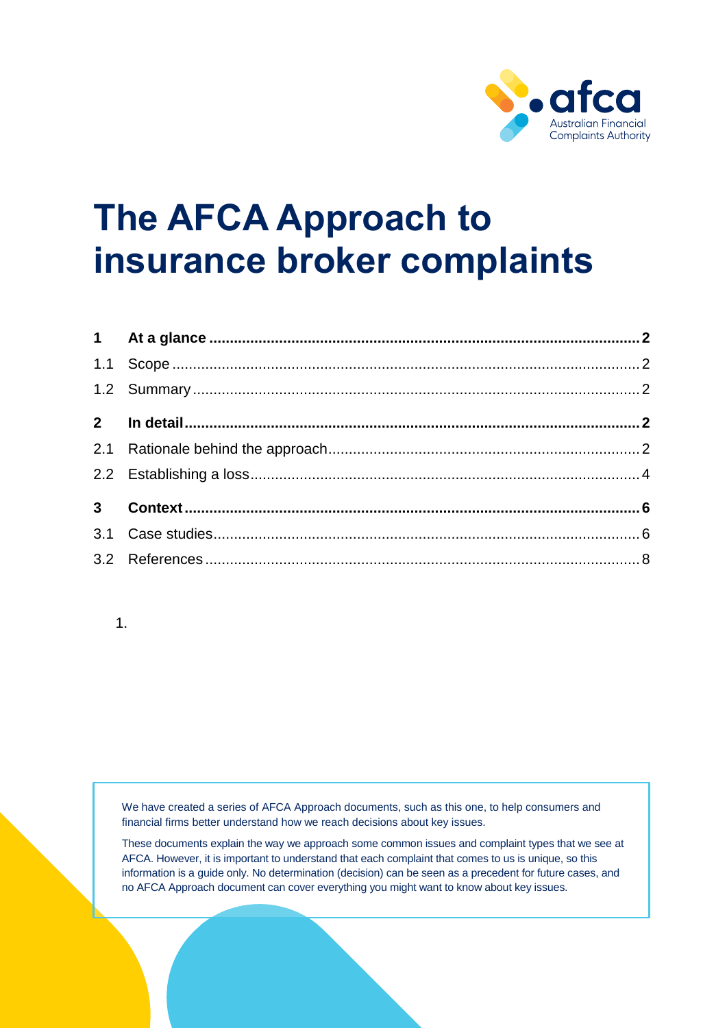# The AFCA Approach to insurance broker complaints

| | | |
|---|---|---|
| **1** | **At a glance** | **2** |
| 1.1 | Scope | 2 |
| 1.2 | Summary | 2 |
| **2** | **In detail** | **2** |
| 2.1 | Rationale behind the approach | 2 |
| 2.2 | Establishing a loss | 4 |
| **3** | **Context** | **6** |
| 3.1 | Case studies | 6 |
| 3.2 | References | 8 |

1.

We have created a series of AFCA Approach documents, such as this one, to help consumers and financial firms better understand how we reach decisions about key issues.

These documents explain the way we approach some common issues and complaint types that we see at AFCA. However, it is important to understand that each complaint that comes to us is unique, so this information is a guide only. No determination (decision) can be seen as a precedent for future cases, and no AFCA Approach document can cover everything you might want to know about key issues.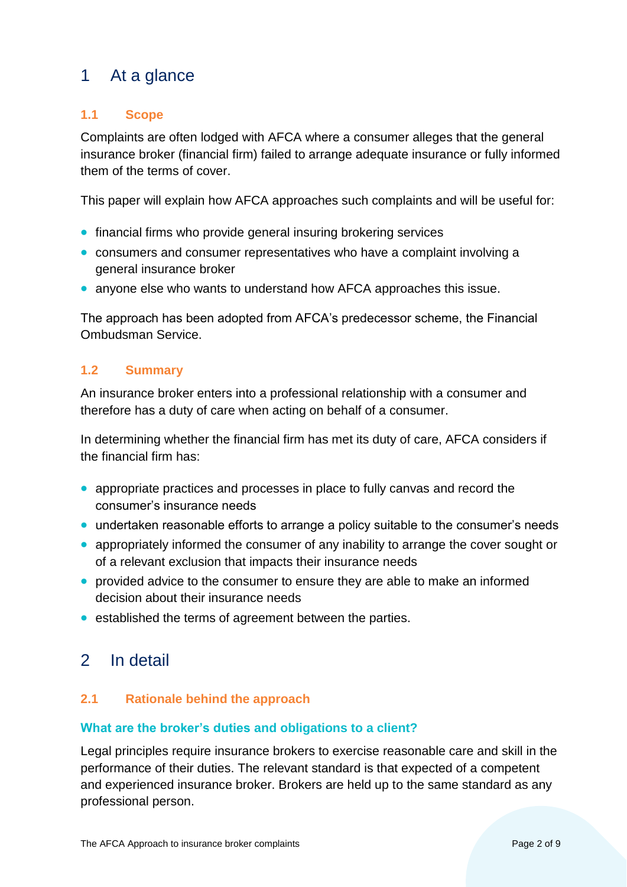# 1 At a glance

## 1.1 Scope

Complaints are often lodged with AFCA where a consumer alleges that the general insurance broker (financial firm) failed to arrange adequate insurance or fully informed them of the terms of cover.

This paper will explain how AFCA approaches such complaints and will be useful for:

- financial firms who provide general insuring brokering services
- consumers and consumer representatives who have a complaint involving a general insurance broker
- anyone else who wants to understand how AFCA approaches this issue.

The approach has been adopted from AFCA's predecessor scheme, the Financial Ombudsman Service.

## 1.2 Summary

An insurance broker enters into a professional relationship with a consumer and therefore has a duty of care when acting on behalf of a consumer.

In determining whether the financial firm has met its duty of care, AFCA considers if the financial firm has:

- appropriate practices and processes in place to fully canvas and record the consumer's insurance needs
- undertaken reasonable efforts to arrange a policy suitable to the consumer's needs
- appropriately informed the consumer of any inability to arrange the cover sought or of a relevant exclusion that impacts their insurance needs
- provided advice to the consumer to ensure they are able to make an informed decision about their insurance needs
- established the terms of agreement between the parties.

# 2 In detail

## 2.1 Rationale behind the approach

### What are the broker's duties and obligations to a client?

Legal principles require insurance brokers to exercise reasonable care and skill in the performance of their duties. The relevant standard is that expected of a competent and experienced insurance broker. Brokers are held up to the same standard as any professional person.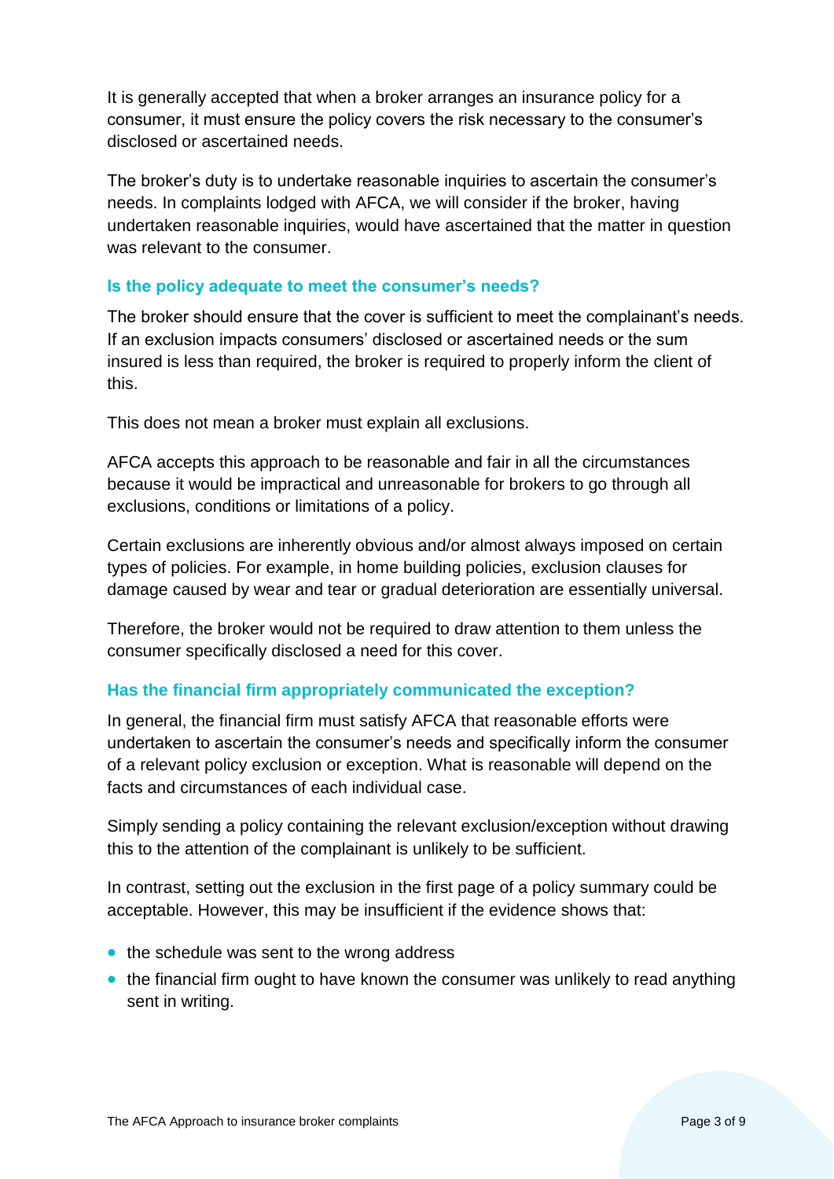It is generally accepted that when a broker arranges an insurance policy for a consumer, it must ensure the policy covers the risk necessary to the consumer's disclosed or ascertained needs.

The broker's duty is to undertake reasonable inquiries to ascertain the consumer's needs. In complaints lodged with AFCA, we will consider if the broker, having undertaken reasonable inquiries, would have ascertained that the matter in question was relevant to the consumer.

### Is the policy adequate to meet the consumer's needs?

The broker should ensure that the cover is sufficient to meet the complainant's needs. If an exclusion impacts consumers' disclosed or ascertained needs or the sum insured is less than required, the broker is required to properly inform the client of this.

This does not mean a broker must explain all exclusions.

AFCA accepts this approach to be reasonable and fair in all the circumstances because it would be impractical and unreasonable for brokers to go through all exclusions, conditions or limitations of a policy.

Certain exclusions are inherently obvious and/or almost always imposed on certain types of policies. For example, in home building policies, exclusion clauses for damage caused by wear and tear or gradual deterioration are essentially universal.

Therefore, the broker would not be required to draw attention to them unless the consumer specifically disclosed a need for this cover.

### Has the financial firm appropriately communicated the exception?

In general, the financial firm must satisfy AFCA that reasonable efforts were undertaken to ascertain the consumer's needs and specifically inform the consumer of a relevant policy exclusion or exception. What is reasonable will depend on the facts and circumstances of each individual case.

Simply sending a policy containing the relevant exclusion/exception without drawing this to the attention of the complainant is unlikely to be sufficient.

In contrast, setting out the exclusion in the first page of a policy summary could be acceptable. However, this may be insufficient if the evidence shows that:

- the schedule was sent to the wrong address
- the financial firm ought to have known the consumer was unlikely to read anything sent in writing.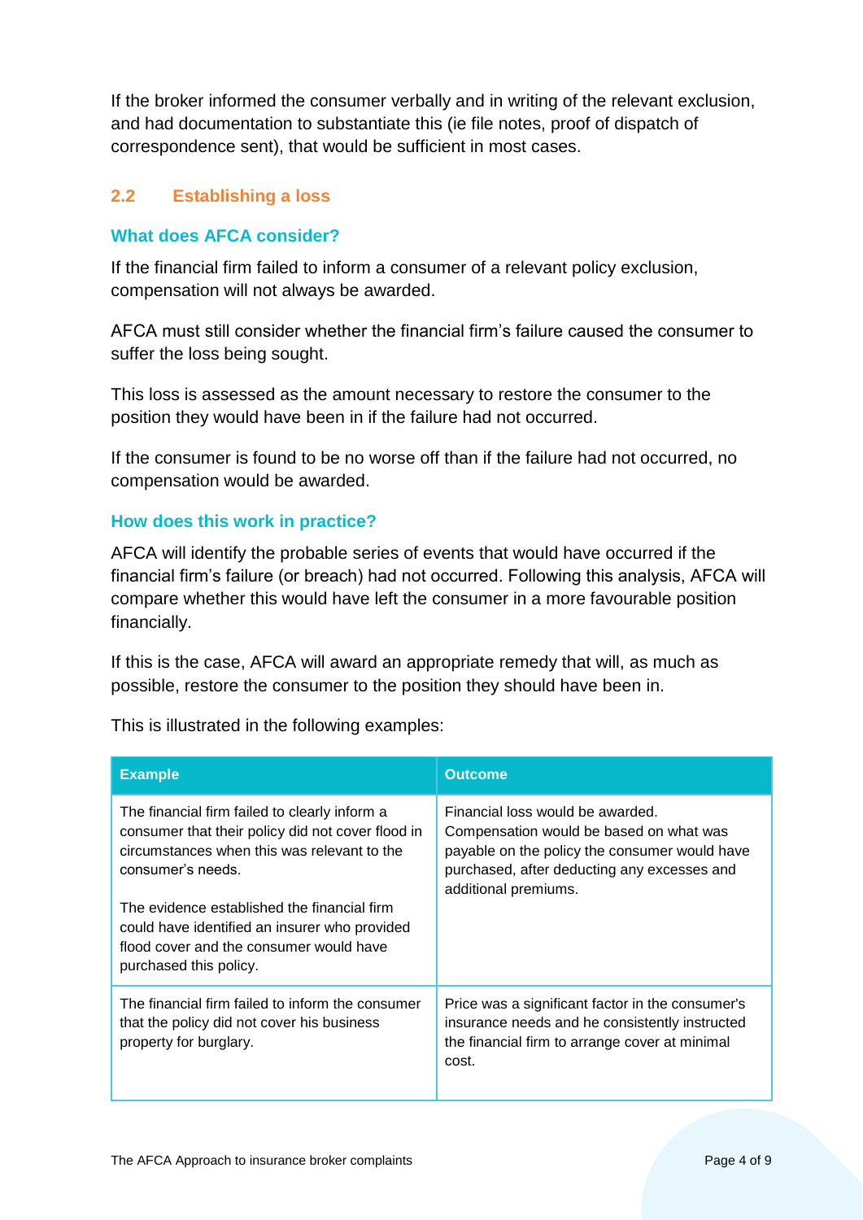If the broker informed the consumer verbally and in writing of the relevant exclusion, and had documentation to substantiate this (ie file notes, proof of dispatch of correspondence sent), that would be sufficient in most cases.

## 2.2 Establishing a loss

### What does AFCA consider?

If the financial firm failed to inform a consumer of a relevant policy exclusion, compensation will not always be awarded.

AFCA must still consider whether the financial firm's failure caused the consumer to suffer the loss being sought.

This loss is assessed as the amount necessary to restore the consumer to the position they would have been in if the failure had not occurred.

If the consumer is found to be no worse off than if the failure had not occurred, no compensation would be awarded.

### How does this work in practice?

AFCA will identify the probable series of events that would have occurred if the financial firm's failure (or breach) had not occurred. Following this analysis, AFCA will compare whether this would have left the consumer in a more favourable position financially.

If this is the case, AFCA will award an appropriate remedy that will, as much as possible, restore the consumer to the position they should have been in.

This is illustrated in the following examples:

| Example | Outcome |
|---|---|
| The financial firm failed to clearly inform a consumer that their policy did not cover flood in circumstances when this was relevant to the consumer's needs.<br><br>The evidence established the financial firm could have identified an insurer who provided flood cover and the consumer would have purchased this policy. | Financial loss would be awarded. Compensation would be based on what was payable on the policy the consumer would have purchased, after deducting any excesses and additional premiums. |
| The financial firm failed to inform the consumer that the policy did not cover his business property for burglary. | Price was a significant factor in the consumer's insurance needs and he consistently instructed the financial firm to arrange cover at minimal cost. |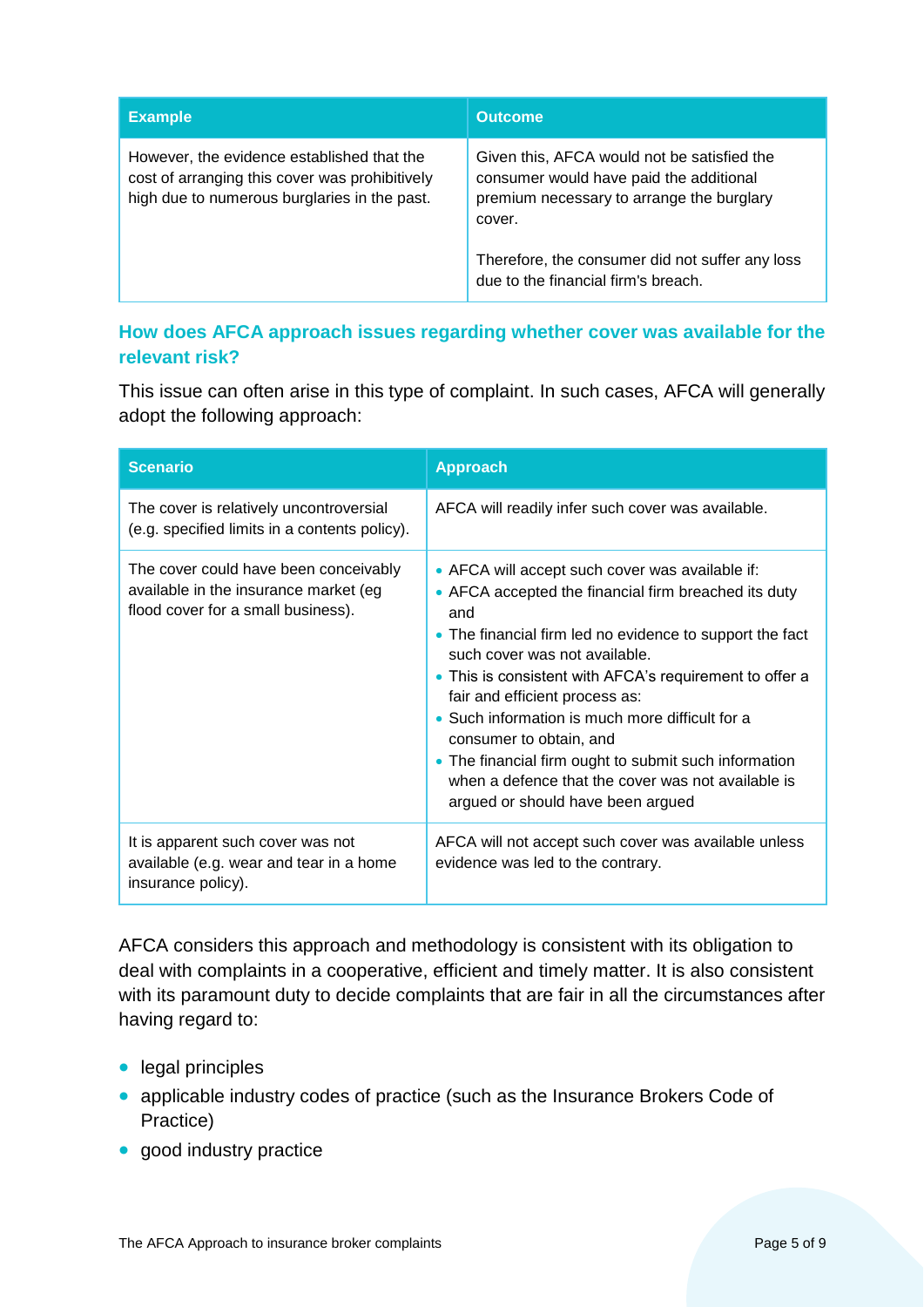| Example | Outcome |
| --- | --- |
| However, the evidence established that the cost of arranging this cover was prohibitively high due to numerous burglaries in the past. | Given this, AFCA would not be satisfied the consumer would have paid the additional premium necessary to arrange the burglary cover.<br><br>Therefore, the consumer did not suffer any loss due to the financial firm's breach. |

## How does AFCA approach issues regarding whether cover was available for the relevant risk?

This issue can often arise in this type of complaint. In such cases, AFCA will generally adopt the following approach:

| Scenario | Approach |
| --- | --- |
| The cover is relatively uncontroversial (e.g. specified limits in a contents policy). | AFCA will readily infer such cover was available. |
| The cover could have been conceivably available in the insurance market (eg flood cover for a small business). | • AFCA will accept such cover was available if:<br>• AFCA accepted the financial firm breached its duty and<br>• The financial firm led no evidence to support the fact such cover was not available.<br>• This is consistent with AFCA's requirement to offer a fair and efficient process as:<br>• Such information is much more difficult for a consumer to obtain, and<br>• The financial firm ought to submit such information when a defence that the cover was not available is argued or should have been argued |
| It is apparent such cover was not available (e.g. wear and tear in a home insurance policy). | AFCA will not accept such cover was available unless evidence was led to the contrary. |

AFCA considers this approach and methodology is consistent with its obligation to deal with complaints in a cooperative, efficient and timely matter. It is also consistent with its paramount duty to decide complaints that are fair in all the circumstances after having regard to:

- legal principles
- applicable industry codes of practice (such as the Insurance Brokers Code of Practice)
- good industry practice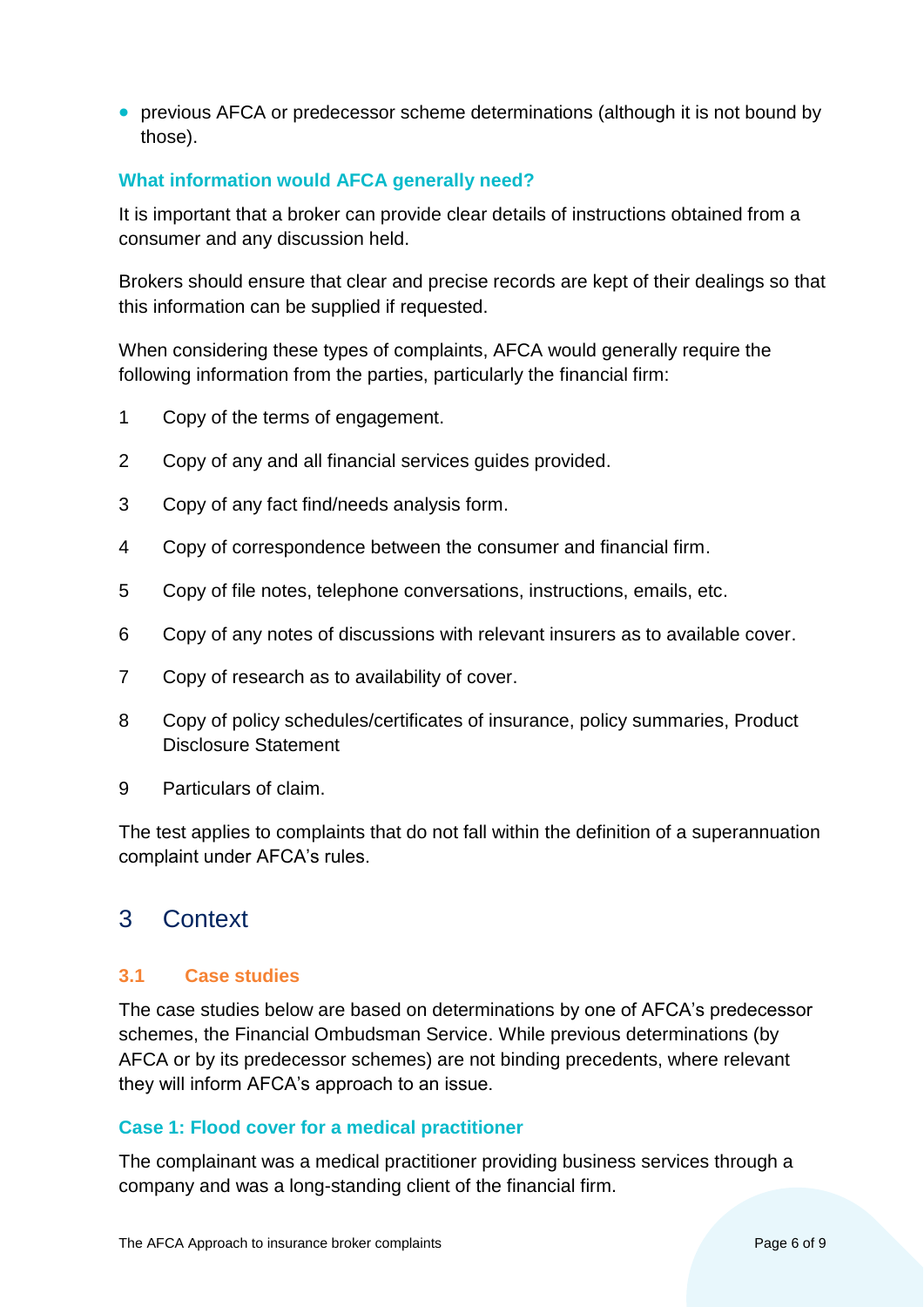- previous AFCA or predecessor scheme determinations (although it is not bound by those).

### What information would AFCA generally need?

It is important that a broker can provide clear details of instructions obtained from a consumer and any discussion held.

Brokers should ensure that clear and precise records are kept of their dealings so that this information can be supplied if requested.

When considering these types of complaints, AFCA would generally require the following information from the parties, particularly the financial firm:

1. Copy of the terms of engagement.
2. Copy of any and all financial services guides provided.
3. Copy of any fact find/needs analysis form.
4. Copy of correspondence between the consumer and financial firm.
5. Copy of file notes, telephone conversations, instructions, emails, etc.
6. Copy of any notes of discussions with relevant insurers as to available cover.
7. Copy of research as to availability of cover.
8. Copy of policy schedules/certificates of insurance, policy summaries, Product Disclosure Statement
9. Particulars of claim.

The test applies to complaints that do not fall within the definition of a superannuation complaint under AFCA's rules.

# 3 Context

## 3.1 Case studies

The case studies below are based on determinations by one of AFCA's predecessor schemes, the Financial Ombudsman Service. While previous determinations (by AFCA or by its predecessor schemes) are not binding precedents, where relevant they will inform AFCA's approach to an issue.

### Case 1: Flood cover for a medical practitioner

The complainant was a medical practitioner providing business services through a company and was a long-standing client of the financial firm.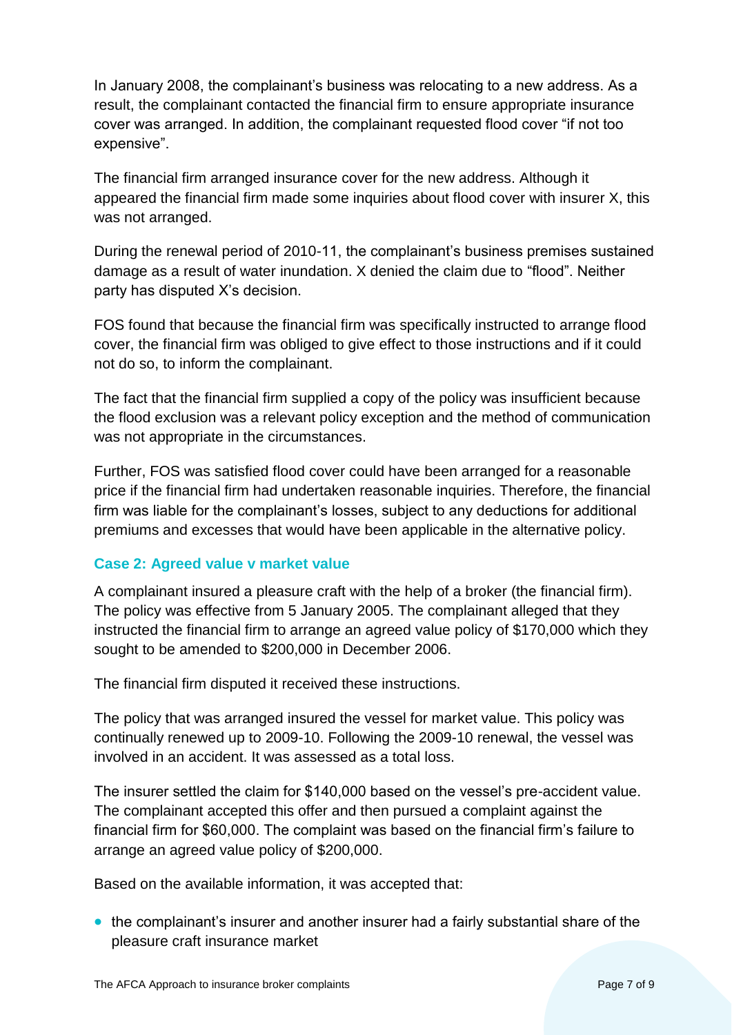In January 2008, the complainant's business was relocating to a new address. As a result, the complainant contacted the financial firm to ensure appropriate insurance cover was arranged. In addition, the complainant requested flood cover "if not too expensive".

The financial firm arranged insurance cover for the new address. Although it appeared the financial firm made some inquiries about flood cover with insurer X, this was not arranged.

During the renewal period of 2010-11, the complainant's business premises sustained damage as a result of water inundation. X denied the claim due to "flood". Neither party has disputed X's decision.

FOS found that because the financial firm was specifically instructed to arrange flood cover, the financial firm was obliged to give effect to those instructions and if it could not do so, to inform the complainant.

The fact that the financial firm supplied a copy of the policy was insufficient because the flood exclusion was a relevant policy exception and the method of communication was not appropriate in the circumstances.

Further, FOS was satisfied flood cover could have been arranged for a reasonable price if the financial firm had undertaken reasonable inquiries. Therefore, the financial firm was liable for the complainant's losses, subject to any deductions for additional premiums and excesses that would have been applicable in the alternative policy.

### Case 2: Agreed value v market value

A complainant insured a pleasure craft with the help of a broker (the financial firm). The policy was effective from 5 January 2005. The complainant alleged that they instructed the financial firm to arrange an agreed value policy of $170,000 which they sought to be amended to $200,000 in December 2006.

The financial firm disputed it received these instructions.

The policy that was arranged insured the vessel for market value. This policy was continually renewed up to 2009-10. Following the 2009-10 renewal, the vessel was involved in an accident. It was assessed as a total loss.

The insurer settled the claim for $140,000 based on the vessel's pre-accident value. The complainant accepted this offer and then pursued a complaint against the financial firm for $60,000. The complaint was based on the financial firm's failure to arrange an agreed value policy of $200,000.

Based on the available information, it was accepted that:

- the complainant's insurer and another insurer had a fairly substantial share of the pleasure craft insurance market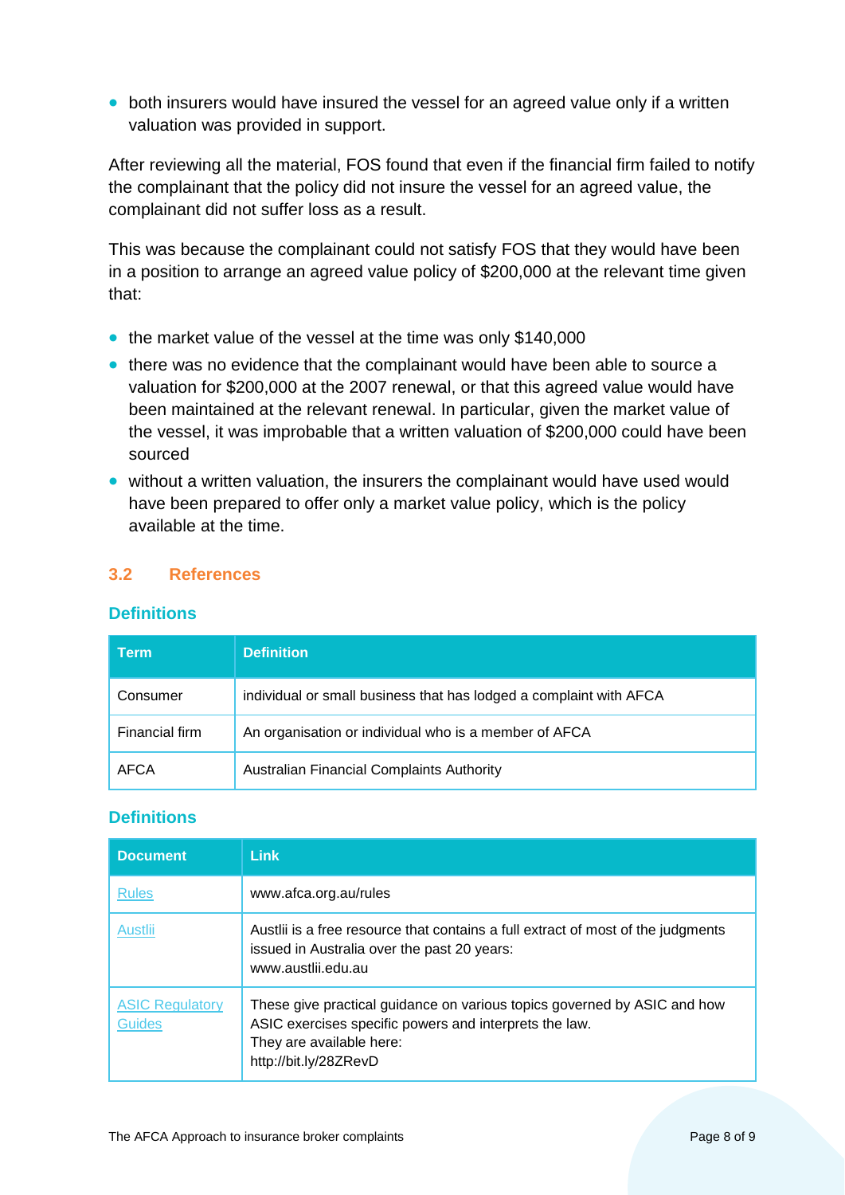- both insurers would have insured the vessel for an agreed value only if a written valuation was provided in support.

After reviewing all the material, FOS found that even if the financial firm failed to notify the complainant that the policy did not insure the vessel for an agreed value, the complainant did not suffer loss as a result.

This was because the complainant could not satisfy FOS that they would have been in a position to arrange an agreed value policy of $200,000 at the relevant time given that:

- the market value of the vessel at the time was only $140,000
- there was no evidence that the complainant would have been able to source a valuation for $200,000 at the 2007 renewal, or that this agreed value would have been maintained at the relevant renewal. In particular, given the market value of the vessel, it was improbable that a written valuation of $200,000 could have been sourced
- without a written valuation, the insurers the complainant would have used would have been prepared to offer only a market value policy, which is the policy available at the time.

## 3.2 References

### Definitions

| Term | Definition |
|---|---|
| Consumer | individual or small business that has lodged a complaint with AFCA |
| Financial firm | An organisation or individual who is a member of AFCA |
| AFCA | Australian Financial Complaints Authority |

### Definitions

| Document | Link |
|---|---|
| Rules | www.afca.org.au/rules |
| Austlii | Austlii is a free resource that contains a full extract of most of the judgments issued in Australia over the past 20 years: www.austlii.edu.au |
| ASIC Regulatory Guides | These give practical guidance on various topics governed by ASIC and how ASIC exercises specific powers and interprets the law. They are available here: http://bit.ly/28ZRevD |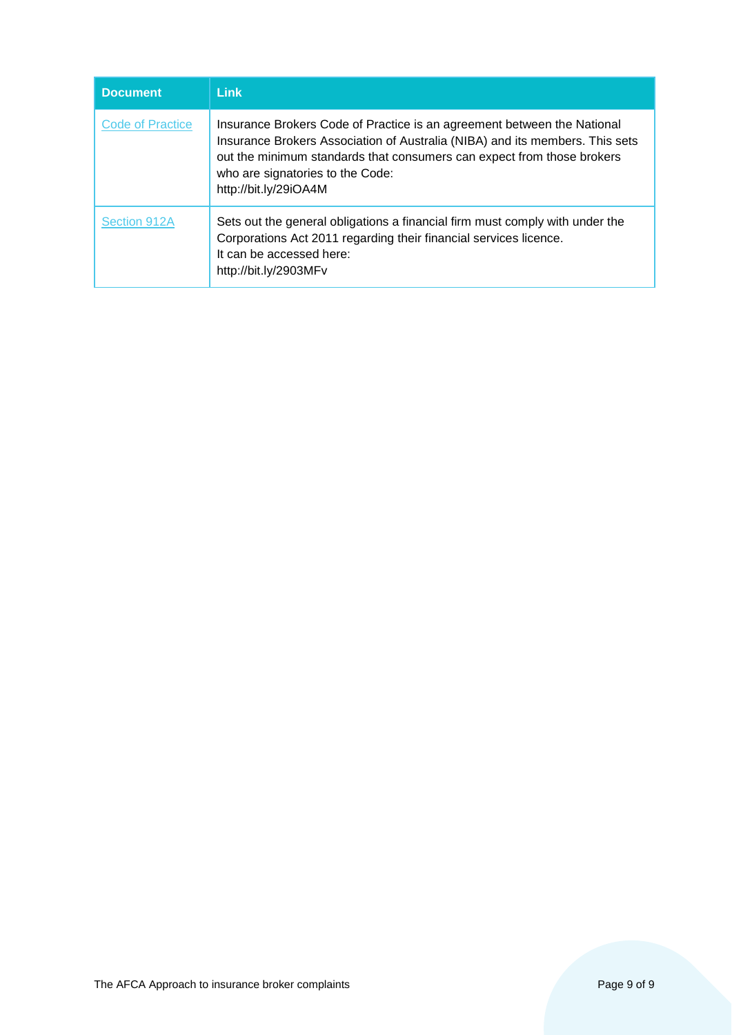| Document | Link |
|---|---|
| Code of Practice | Insurance Brokers Code of Practice is an agreement between the National Insurance Brokers Association of Australia (NIBA) and its members. This sets out the minimum standards that consumers can expect from those brokers who are signatories to the Code:<br>http://bit.ly/29iOA4M |
| Section 912A | Sets out the general obligations a financial firm must comply with under the Corporations Act 2011 regarding their financial services licence.<br>It can be accessed here:<br>http://bit.ly/2903MFv |